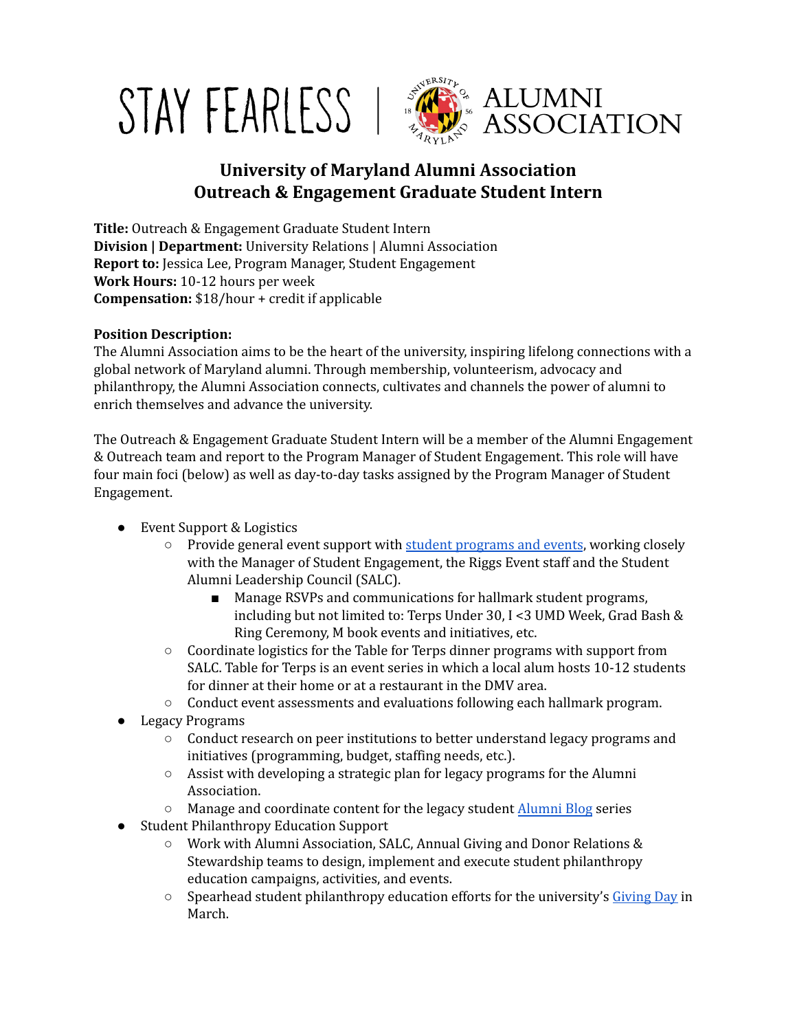STAY FEARLESS | ALUMNI ASSOCIATION

# University of Maryland Alumni Association
# Outreach & Engagement Graduate Student Intern

**Title:** Outreach & Engagement Graduate Student Intern
**Division | Department:** University Relations | Alumni Association
**Report to:** Jessica Lee, Program Manager, Student Engagement
**Work Hours:** 10-12 hours per week
**Compensation:** $18/hour + credit if applicable

**Position Description:**
The Alumni Association aims to be the heart of the university, inspiring lifelong connections with a global network of Maryland alumni. Through membership, volunteerism, advocacy and philanthropy, the Alumni Association connects, cultivates and channels the power of alumni to enrich themselves and advance the university.

The Outreach & Engagement Graduate Student Intern will be a member of the Alumni Engagement & Outreach team and report to the Program Manager of Student Engagement. This role will have four main foci (below) as well as day-to-day tasks assigned by the Program Manager of Student Engagement.

- Event Support & Logistics
  - Provide general event support with student programs and events, working closely with the Manager of Student Engagement, the Riggs Event staff and the Student Alumni Leadership Council (SALC).
    - Manage RSVPs and communications for hallmark student programs, including but not limited to: Terps Under 30, I <3 UMD Week, Grad Bash & Ring Ceremony, M book events and initiatives, etc.
  - Coordinate logistics for the Table for Terps dinner programs with support from SALC. Table for Terps is an event series in which a local alum hosts 10-12 students for dinner at their home or at a restaurant in the DMV area.
  - Conduct event assessments and evaluations following each hallmark program.
- Legacy Programs
  - Conduct research on peer institutions to better understand legacy programs and initiatives (programming, budget, staffing needs, etc.).
  - Assist with developing a strategic plan for legacy programs for the Alumni Association.
  - Manage and coordinate content for the legacy student Alumni Blog series
- Student Philanthropy Education Support
  - Work with Alumni Association, SALC, Annual Giving and Donor Relations & Stewardship teams to design, implement and execute student philanthropy education campaigns, activities, and events.
  - Spearhead student philanthropy education efforts for the university's Giving Day in March.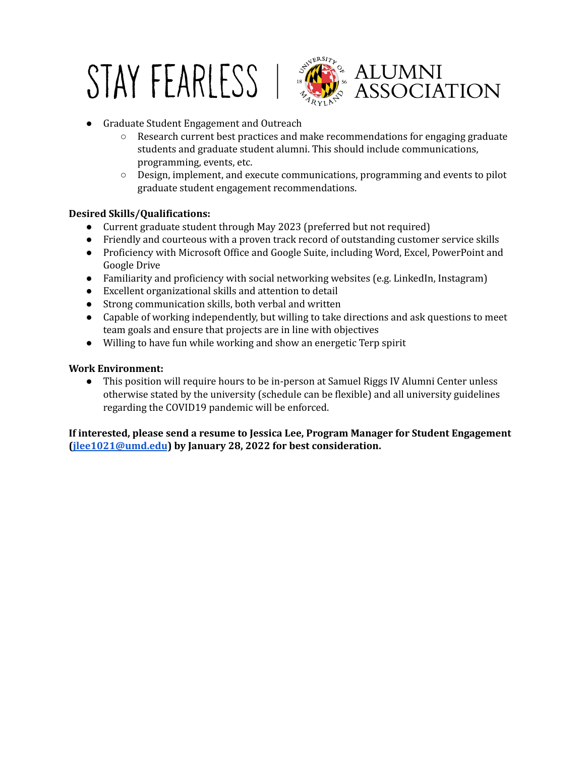- Graduate Student Engagement and Outreach
  - Research current best practices and make recommendations for engaging graduate students and graduate student alumni. This should include communications, programming, events, etc.
  - Design, implement, and execute communications, programming and events to pilot graduate student engagement recommendations.

**Desired Skills/Qualifications:**

- Current graduate student through May 2023 (preferred but not required)
- Friendly and courteous with a proven track record of outstanding customer service skills
- Proficiency with Microsoft Office and Google Suite, including Word, Excel, PowerPoint and Google Drive
- Familiarity and proficiency with social networking websites (e.g. LinkedIn, Instagram)
- Excellent organizational skills and attention to detail
- Strong communication skills, both verbal and written
- Capable of working independently, but willing to take directions and ask questions to meet team goals and ensure that projects are in line with objectives
- Willing to have fun while working and show an energetic Terp spirit

**Work Environment:**

- This position will require hours to be in-person at Samuel Riggs IV Alumni Center unless otherwise stated by the university (schedule can be flexible) and all university guidelines regarding the COVID19 pandemic will be enforced.

**If interested, please send a resume to Jessica Lee, Program Manager for Student Engagement ([jlee1021@umd.edu](mailto:jlee1021@umd.edu)) by January 28, 2022 for best consideration.**